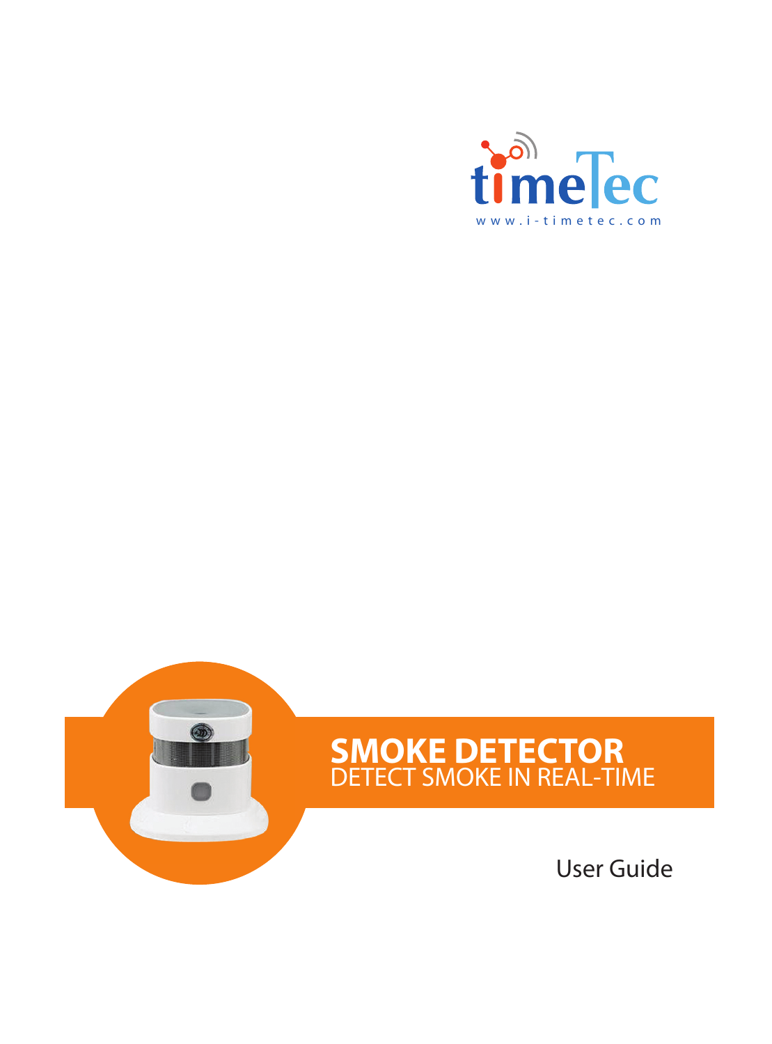timeTec

www.i-timetec.com

# SMOKE DETECTOR

DETECT SMOKE IN REAL-TIME

User Guide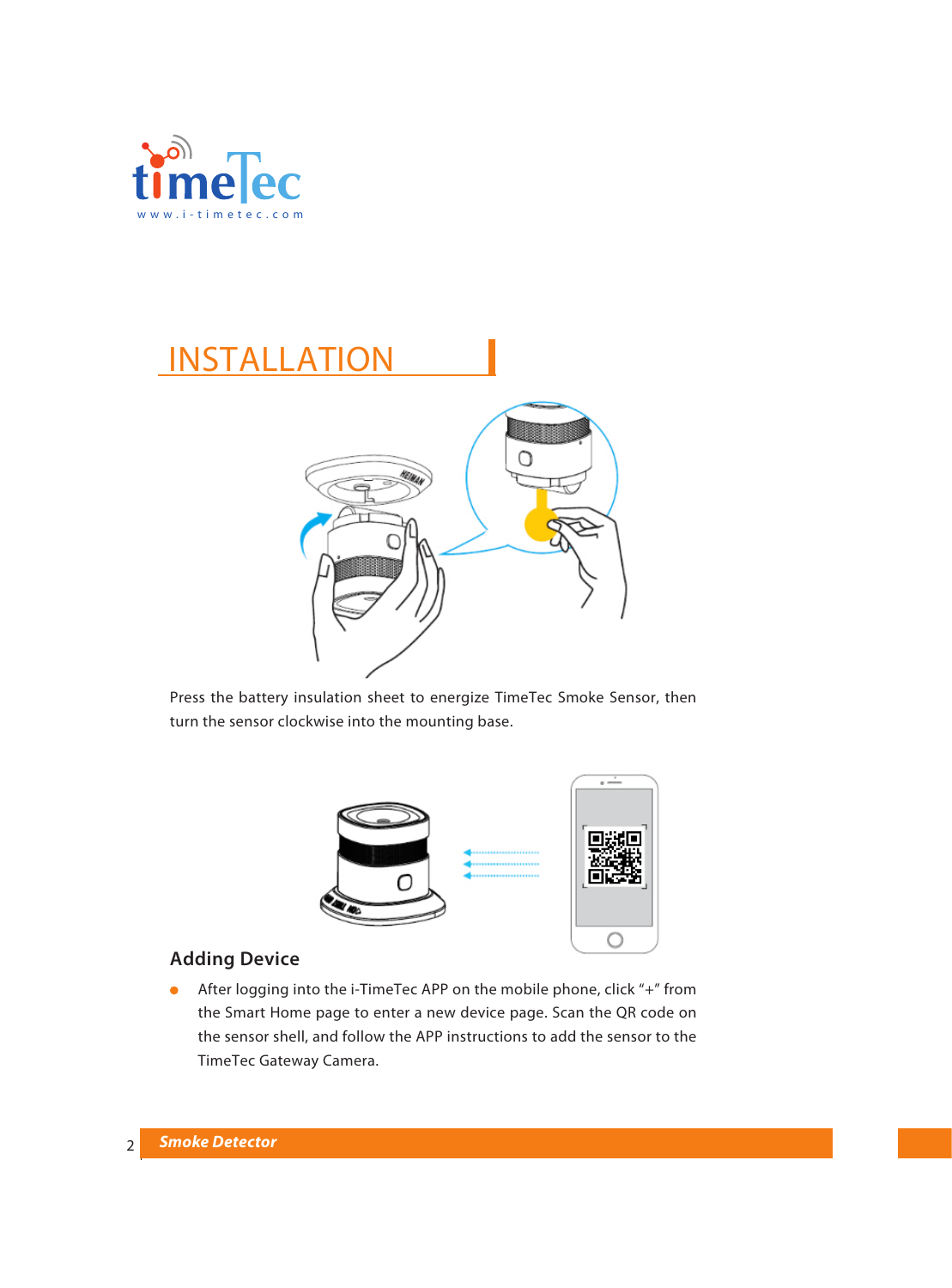# INSTALLATION

Press the battery insulation sheet to energize TimeTec Smoke Sensor, then turn the sensor clockwise into the mounting base.

## Adding Device

- After logging into the i-TimeTec APP on the mobile phone, click "+" from the Smart Home page to enter a new device page. Scan the QR code on the sensor shell, and follow the APP instructions to add the sensor to the TimeTec Gateway Camera.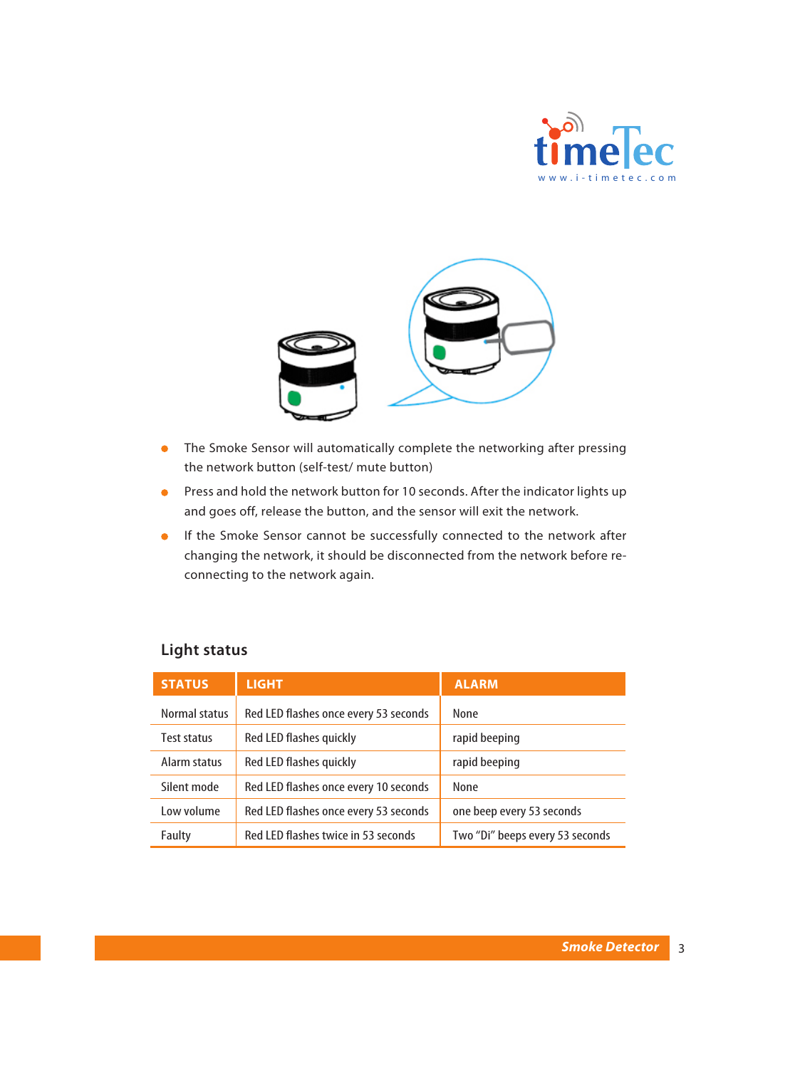- The Smoke Sensor will automatically complete the networking after pressing the network button (self-test/ mute button)
- Press and hold the network button for 10 seconds. After the indicator lights up and goes off, release the button, and the sensor will exit the network.
- If the Smoke Sensor cannot be successfully connected to the network after changing the network, it should be disconnected from the network before re-connecting to the network again.

## Light status

| STATUS | LIGHT | ALARM |
|---|---|---|
| Normal status | Red LED flashes once every 53 seconds | None |
| Test status | Red LED flashes quickly | rapid beeping |
| Alarm status | Red LED flashes quickly | rapid beeping |
| Silent mode | Red LED flashes once every 10 seconds | None |
| Low volume | Red LED flashes once every 53 seconds | one beep every 53 seconds |
| Faulty | Red LED flashes twice in 53 seconds | Two “Di” beeps every 53 seconds |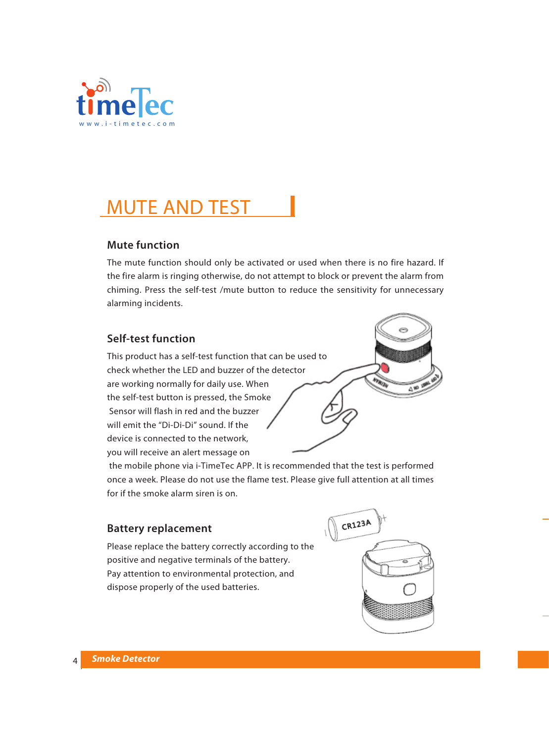# MUTE AND TEST

## Mute function

The mute function should only be activated or used when there is no fire hazard. If the fire alarm is ringing otherwise, do not attempt to block or prevent the alarm from chiming. Press the self-test /mute button to reduce the sensitivity for unnecessary alarming incidents.

## Self-test function

This product has a self-test function that can be used to check whether the LED and buzzer of the detector are working normally for daily use. When the self-test button is pressed, the Smoke Sensor will flash in red and the buzzer will emit the "Di-Di-Di" sound. If the device is connected to the network, you will receive an alert message on the mobile phone via i-TimeTec APP. It is recommended that the test is performed once a week. Please do not use the flame test. Please give full attention at all times for if the smoke alarm siren is on.

## Battery replacement

Please replace the battery correctly according to the positive and negative terminals of the battery. Pay attention to environmental protection, and dispose properly of the used batteries.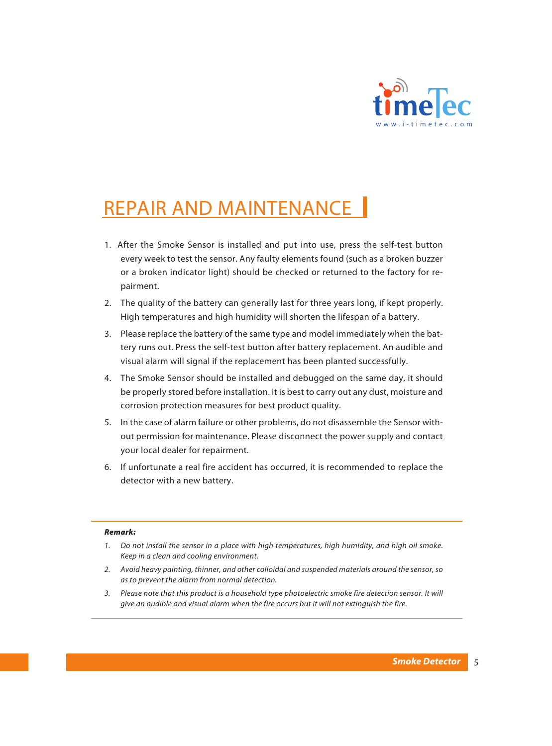# REPAIR AND MAINTENANCE

1. After the Smoke Sensor is installed and put into use, press the self-test button every week to test the sensor. Any faulty elements found (such as a broken buzzer or a broken indicator light) should be checked or returned to the factory for repairment.
2. The quality of the battery can generally last for three years long, if kept properly. High temperatures and high humidity will shorten the lifespan of a battery.
3. Please replace the battery of the same type and model immediately when the battery runs out. Press the self-test button after battery replacement. An audible and visual alarm will signal if the replacement has been planted successfully.
4. The Smoke Sensor should be installed and debugged on the same day, it should be properly stored before installation. It is best to carry out any dust, moisture and corrosion protection measures for best product quality.
5. In the case of alarm failure or other problems, do not disassemble the Sensor without permission for maintenance. Please disconnect the power supply and contact your local dealer for repairment.
6. If unfortunate a real fire accident has occurred, it is recommended to replace the detector with a new battery.

***Remark:***

1. *Do not install the sensor in a place with high temperatures, high humidity, and high oil smoke. Keep in a clean and cooling environment.*
2. *Avoid heavy painting, thinner, and other colloidal and suspended materials around the sensor, so as to prevent the alarm from normal detection.*
3. *Please note that this product is a household type photoelectric smoke fire detection sensor. It will give an audible and visual alarm when the fire occurs but it will not extinguish the fire.*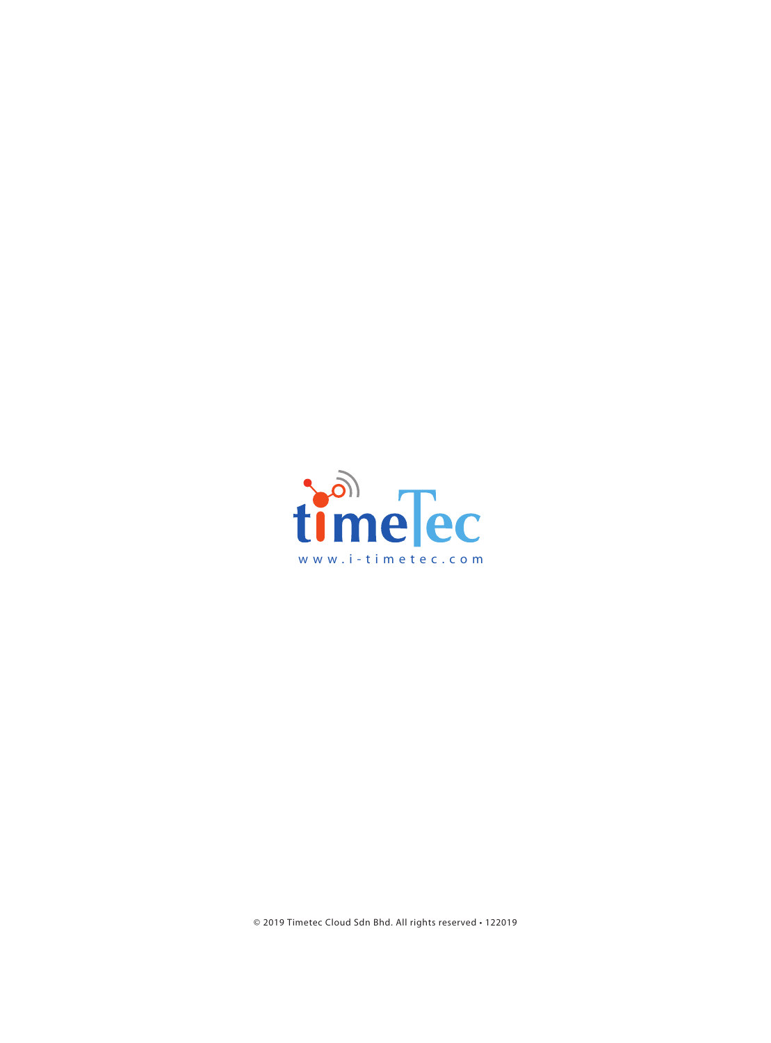timeTec

www.i-timetec.com

© 2019 Timetec Cloud Sdn Bhd. All rights reserved • 122019